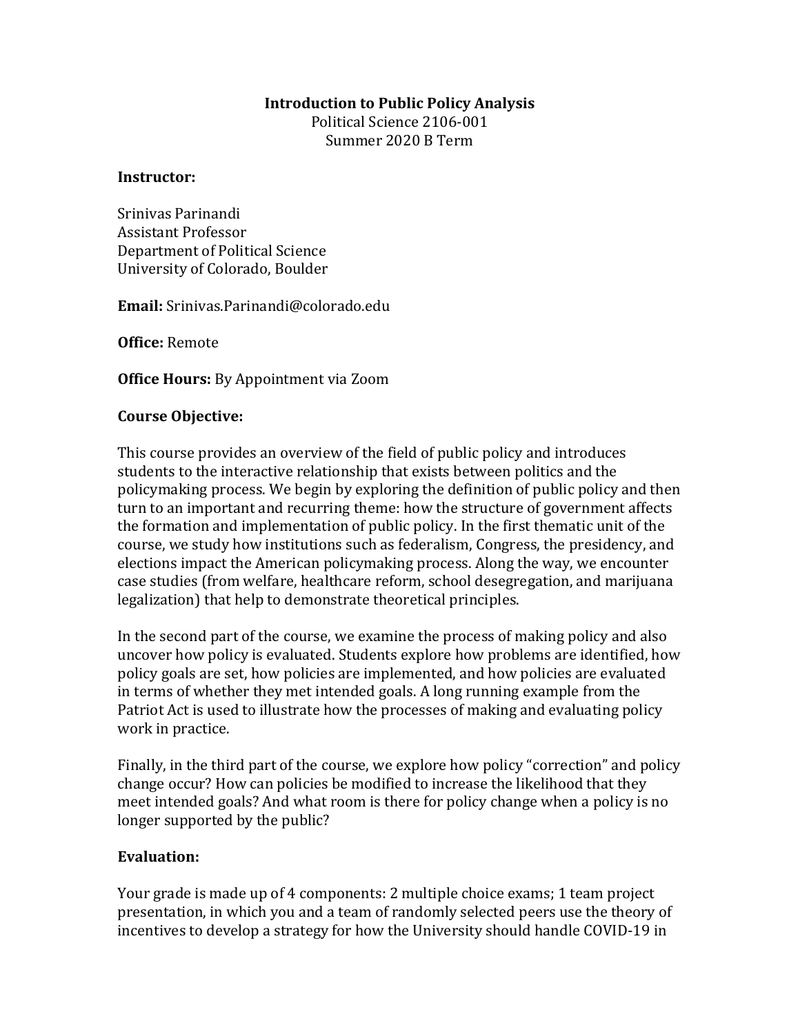# Introduction to Public Policy Analysis

Political Science 2106-001
Summer 2020 B Term

**Instructor:**

Srinivas Parinandi
Assistant Professor
Department of Political Science
University of Colorado, Boulder

**Email:** Srinivas.Parinandi@colorado.edu

**Office:** Remote

**Office Hours:** By Appointment via Zoom

**Course Objective:**

This course provides an overview of the field of public policy and introduces students to the interactive relationship that exists between politics and the policymaking process. We begin by exploring the definition of public policy and then turn to an important and recurring theme: how the structure of government affects the formation and implementation of public policy. In the first thematic unit of the course, we study how institutions such as federalism, Congress, the presidency, and elections impact the American policymaking process. Along the way, we encounter case studies (from welfare, healthcare reform, school desegregation, and marijuana legalization) that help to demonstrate theoretical principles.

In the second part of the course, we examine the process of making policy and also uncover how policy is evaluated. Students explore how problems are identified, how policy goals are set, how policies are implemented, and how policies are evaluated in terms of whether they met intended goals. A long running example from the Patriot Act is used to illustrate how the processes of making and evaluating policy work in practice.

Finally, in the third part of the course, we explore how policy "correction" and policy change occur? How can policies be modified to increase the likelihood that they meet intended goals? And what room is there for policy change when a policy is no longer supported by the public?

**Evaluation:**

Your grade is made up of 4 components: 2 multiple choice exams; 1 team project presentation, in which you and a team of randomly selected peers use the theory of incentives to develop a strategy for how the University should handle COVID-19 in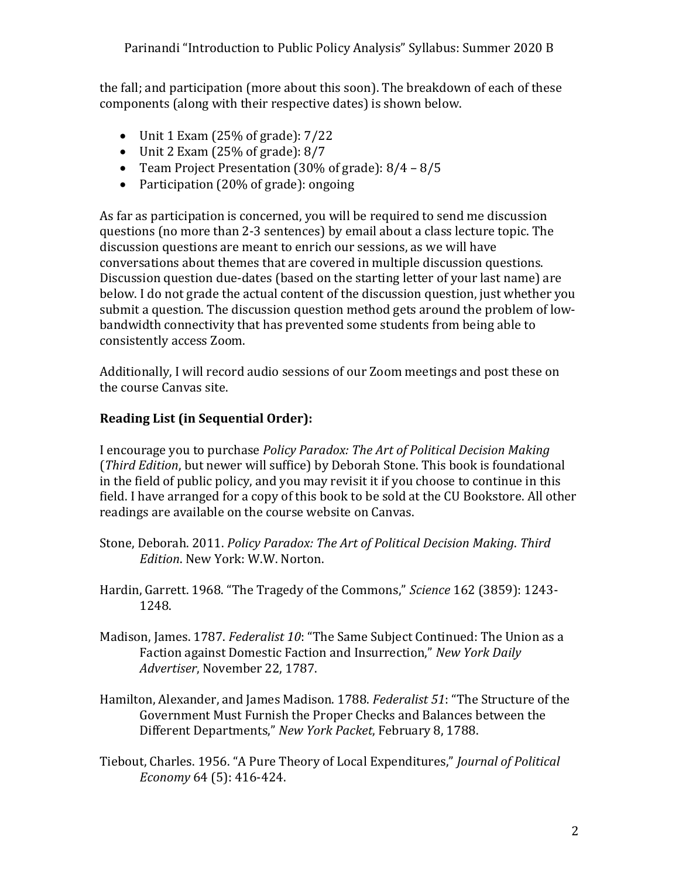the fall; and participation (more about this soon). The breakdown of each of these components (along with their respective dates) is shown below.

- Unit 1 Exam (25% of grade): 7/22
- Unit 2 Exam (25% of grade): 8/7
- Team Project Presentation (30% of grade): 8/4 – 8/5
- Participation (20% of grade): ongoing

As far as participation is concerned, you will be required to send me discussion questions (no more than 2-3 sentences) by email about a class lecture topic. The discussion questions are meant to enrich our sessions, as we will have conversations about themes that are covered in multiple discussion questions. Discussion question due-dates (based on the starting letter of your last name) are below. I do not grade the actual content of the discussion question, just whether you submit a question. The discussion question method gets around the problem of low-bandwidth connectivity that has prevented some students from being able to consistently access Zoom.

Additionally, I will record audio sessions of our Zoom meetings and post these on the course Canvas site.

**Reading List (in Sequential Order):**

I encourage you to purchase *Policy Paradox: The Art of Political Decision Making* (*Third Edition*, but newer will suffice) by Deborah Stone. This book is foundational in the field of public policy, and you may revisit it if you choose to continue in this field. I have arranged for a copy of this book to be sold at the CU Bookstore. All other readings are available on the course website on Canvas.

Stone, Deborah. 2011. *Policy Paradox: The Art of Political Decision Making. Third Edition*. New York: W.W. Norton.

Hardin, Garrett. 1968. "The Tragedy of the Commons," *Science* 162 (3859): 1243-1248.

Madison, James. 1787. *Federalist 10*: "The Same Subject Continued: The Union as a Faction against Domestic Faction and Insurrection," *New York Daily Advertiser*, November 22, 1787.

Hamilton, Alexander, and James Madison. 1788. *Federalist 51*: "The Structure of the Government Must Furnish the Proper Checks and Balances between the Different Departments," *New York Packet*, February 8, 1788.

Tiebout, Charles. 1956. "A Pure Theory of Local Expenditures," *Journal of Political Economy* 64 (5): 416-424.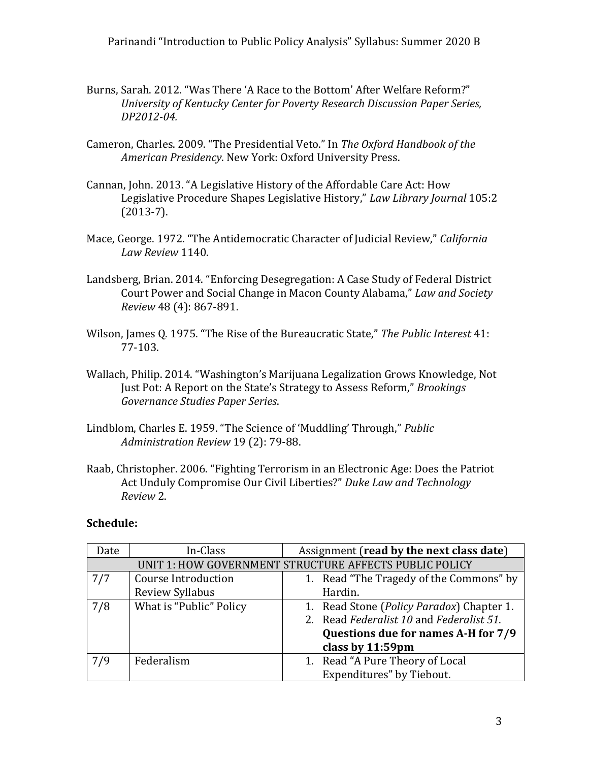Burns, Sarah. 2012. “Was There ‘A Race to the Bottom’ After Welfare Reform?” *University of Kentucky Center for Poverty Research Discussion Paper Series, DP2012-04.*

Cameron, Charles. 2009. “The Presidential Veto.” In *The Oxford Handbook of the American Presidency*. New York: Oxford University Press.

Cannan, John. 2013. “A Legislative History of the Affordable Care Act: How Legislative Procedure Shapes Legislative History,” *Law Library Journal* 105:2 (2013-7).

Mace, George. 1972. “The Antidemocratic Character of Judicial Review,” *California Law Review* 1140.

Landsberg, Brian. 2014. “Enforcing Desegregation: A Case Study of Federal District Court Power and Social Change in Macon County Alabama,” *Law and Society Review* 48 (4): 867-891.

Wilson, James Q. 1975. “The Rise of the Bureaucratic State,” *The Public Interest* 41: 77-103.

Wallach, Philip. 2014. “Washington’s Marijuana Legalization Grows Knowledge, Not Just Pot: A Report on the State’s Strategy to Assess Reform,” *Brookings Governance Studies Paper Series*.

Lindblom, Charles E. 1959. “The Science of ‘Muddling’ Through,” *Public Administration Review* 19 (2): 79-88.

Raab, Christopher. 2006. “Fighting Terrorism in an Electronic Age: Does the Patriot Act Unduly Compromise Our Civil Liberties?” *Duke Law and Technology Review* 2.

**Schedule:**

| Date | In-Class | Assignment (**read by the next class date**) |
| --- | --- | --- |
| UNIT 1: HOW GOVERNMENT STRUCTURE AFFECTS PUBLIC POLICY | | |
| 7/7 | Course Introduction<br>Review Syllabus | 1. Read “The Tragedy of the Commons” by Hardin. |
| 7/8 | What is “Public” Policy | 1. Read Stone (*Policy Paradox*) Chapter 1.<br>2. Read *Federalist 10* and *Federalist 51*. **Questions due for names A-H for 7/9 class by 11:59pm** |
| 7/9 | Federalism | 1. Read “A Pure Theory of Local Expenditures” by Tiebout. |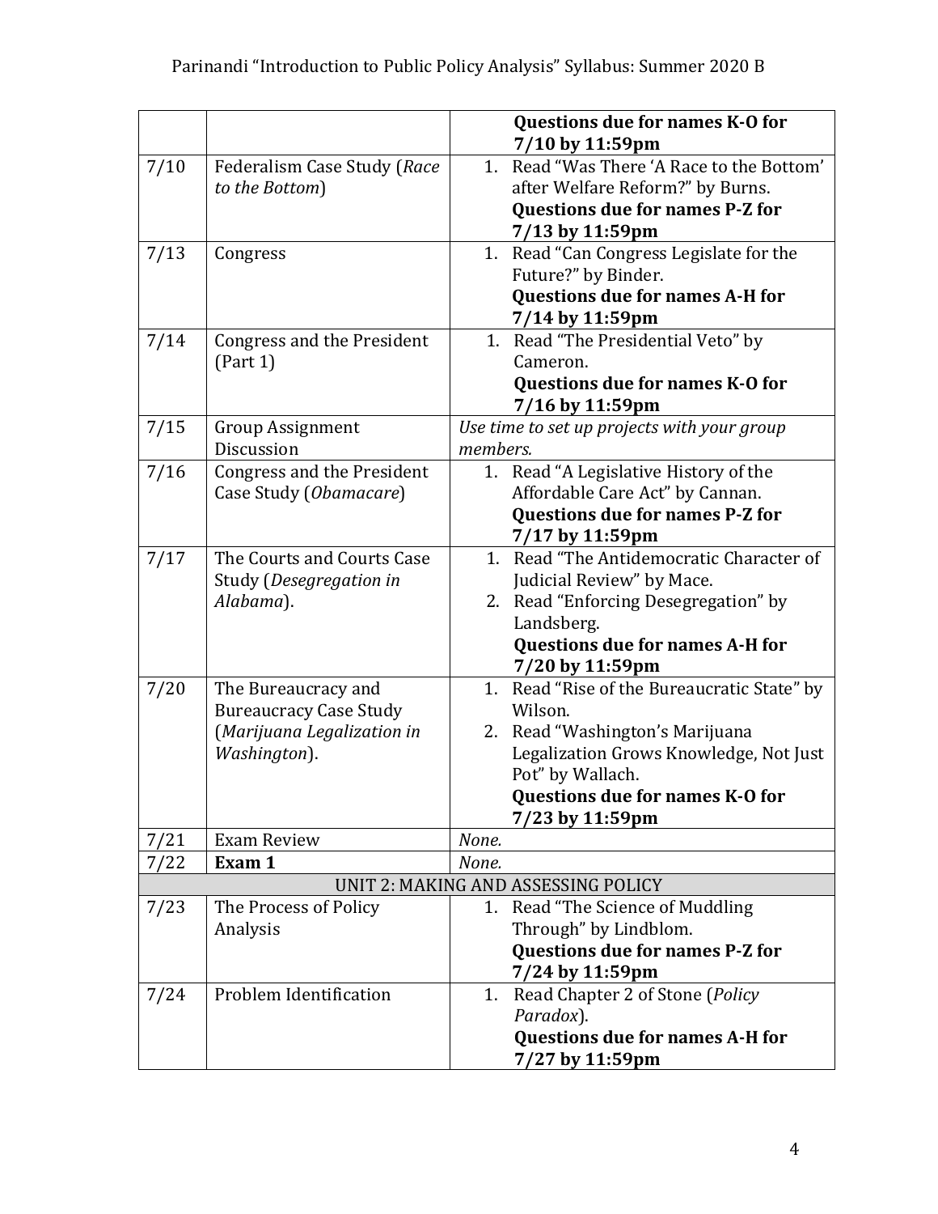| | | |
|---|---|---|
| | | **Questions due for names K-O for 7/10 by 11:59pm** |
| 7/10 | Federalism Case Study (*Race to the Bottom*) | 1. Read "Was There 'A Race to the Bottom' after Welfare Reform?" by Burns. **Questions due for names P-Z for 7/13 by 11:59pm** |
| 7/13 | Congress | 1. Read "Can Congress Legislate for the Future?" by Binder. **Questions due for names A-H for 7/14 by 11:59pm** |
| 7/14 | Congress and the President (Part 1) | 1. Read "The Presidential Veto" by Cameron. **Questions due for names K-O for 7/16 by 11:59pm** |
| 7/15 | Group Assignment Discussion | *Use time to set up projects with your group members.* |
| 7/16 | Congress and the President Case Study (*Obamacare*) | 1. Read "A Legislative History of the Affordable Care Act" by Cannan. **Questions due for names P-Z for 7/17 by 11:59pm** |
| 7/17 | The Courts and Courts Case Study (*Desegregation in Alabama*). | 1. Read "The Antidemocratic Character of Judicial Review" by Mace. 2. Read "Enforcing Desegregation" by Landsberg. **Questions due for names A-H for 7/20 by 11:59pm** |
| 7/20 | The Bureaucracy and Bureaucracy Case Study (*Marijuana Legalization in Washington*). | 1. Read "Rise of the Bureaucratic State" by Wilson. 2. Read "Washington's Marijuana Legalization Grows Knowledge, Not Just Pot" by Wallach. **Questions due for names K-O for 7/23 by 11:59pm** |
| 7/21 | Exam Review | *None.* |
| 7/22 | **Exam 1** | *None.* |
| | UNIT 2: MAKING AND ASSESSING POLICY | |
| 7/23 | The Process of Policy Analysis | 1. Read "The Science of Muddling Through" by Lindblom. **Questions due for names P-Z for 7/24 by 11:59pm** |
| 7/24 | Problem Identification | 1. Read Chapter 2 of Stone (*Policy Paradox*). **Questions due for names A-H for 7/27 by 11:59pm** |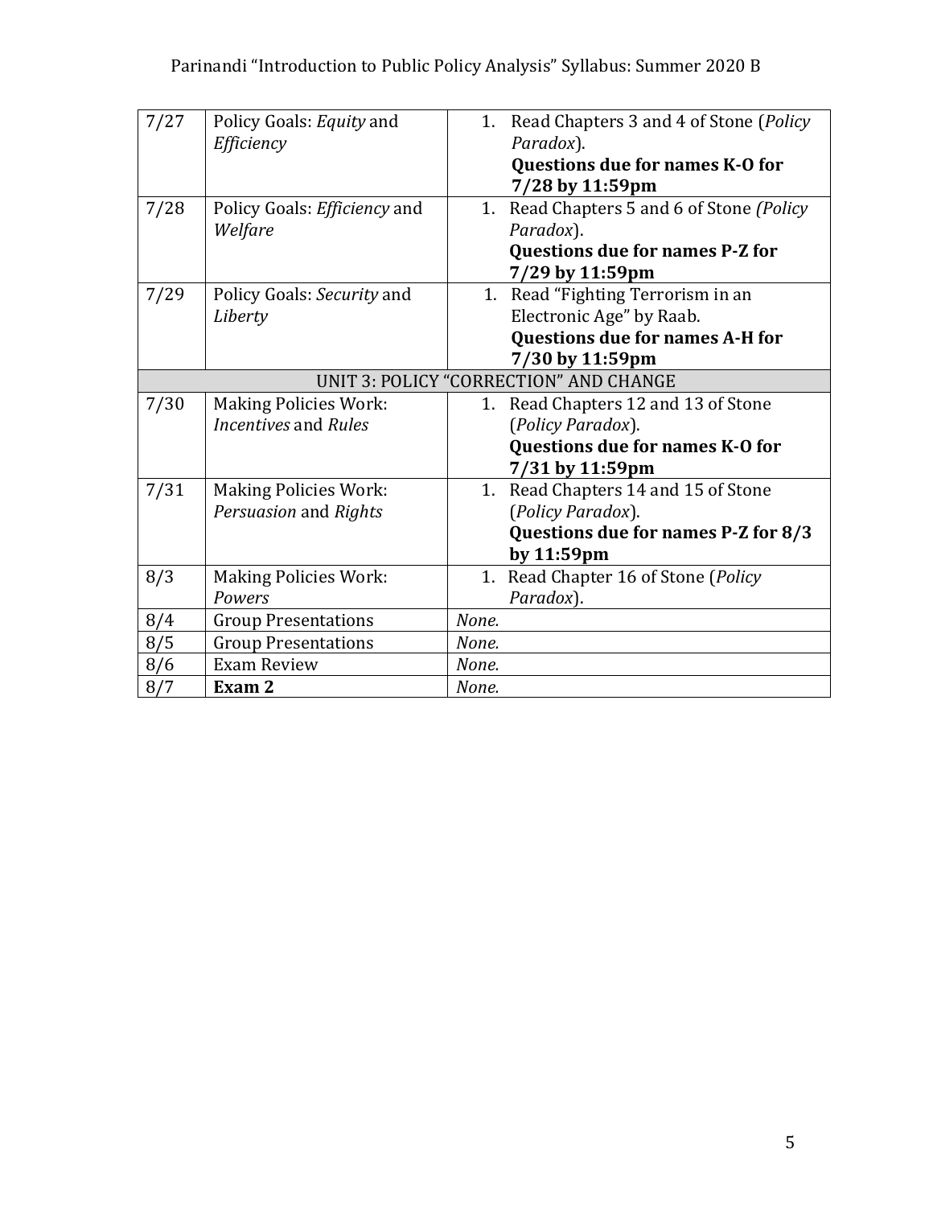| | | |
|---|---|---|
| 7/27 | Policy Goals: *Equity* and *Efficiency* | 1. Read Chapters 3 and 4 of Stone (*Policy Paradox*).<br>**Questions due for names K-O for 7/28 by 11:59pm** |
| 7/28 | Policy Goals: *Efficiency* and *Welfare* | 1. Read Chapters 5 and 6 of Stone (*Policy Paradox*).<br>**Questions due for names P-Z for 7/29 by 11:59pm** |
| 7/29 | Policy Goals: *Security* and *Liberty* | 1. Read "Fighting Terrorism in an Electronic Age" by Raab.<br>**Questions due for names A-H for 7/30 by 11:59pm** |
| UNIT 3: POLICY "CORRECTION" AND CHANGE | | |
| 7/30 | Making Policies Work: *Incentives* and *Rules* | 1. Read Chapters 12 and 13 of Stone (*Policy Paradox*).<br>**Questions due for names K-O for 7/31 by 11:59pm** |
| 7/31 | Making Policies Work: *Persuasion* and *Rights* | 1. Read Chapters 14 and 15 of Stone (*Policy Paradox*).<br>**Questions due for names P-Z for 8/3 by 11:59pm** |
| 8/3 | Making Policies Work: *Powers* | 1. Read Chapter 16 of Stone (*Policy Paradox*). |
| 8/4 | Group Presentations | *None.* |
| 8/5 | Group Presentations | *None.* |
| 8/6 | Exam Review | *None.* |
| 8/7 | **Exam 2** | *None.* |